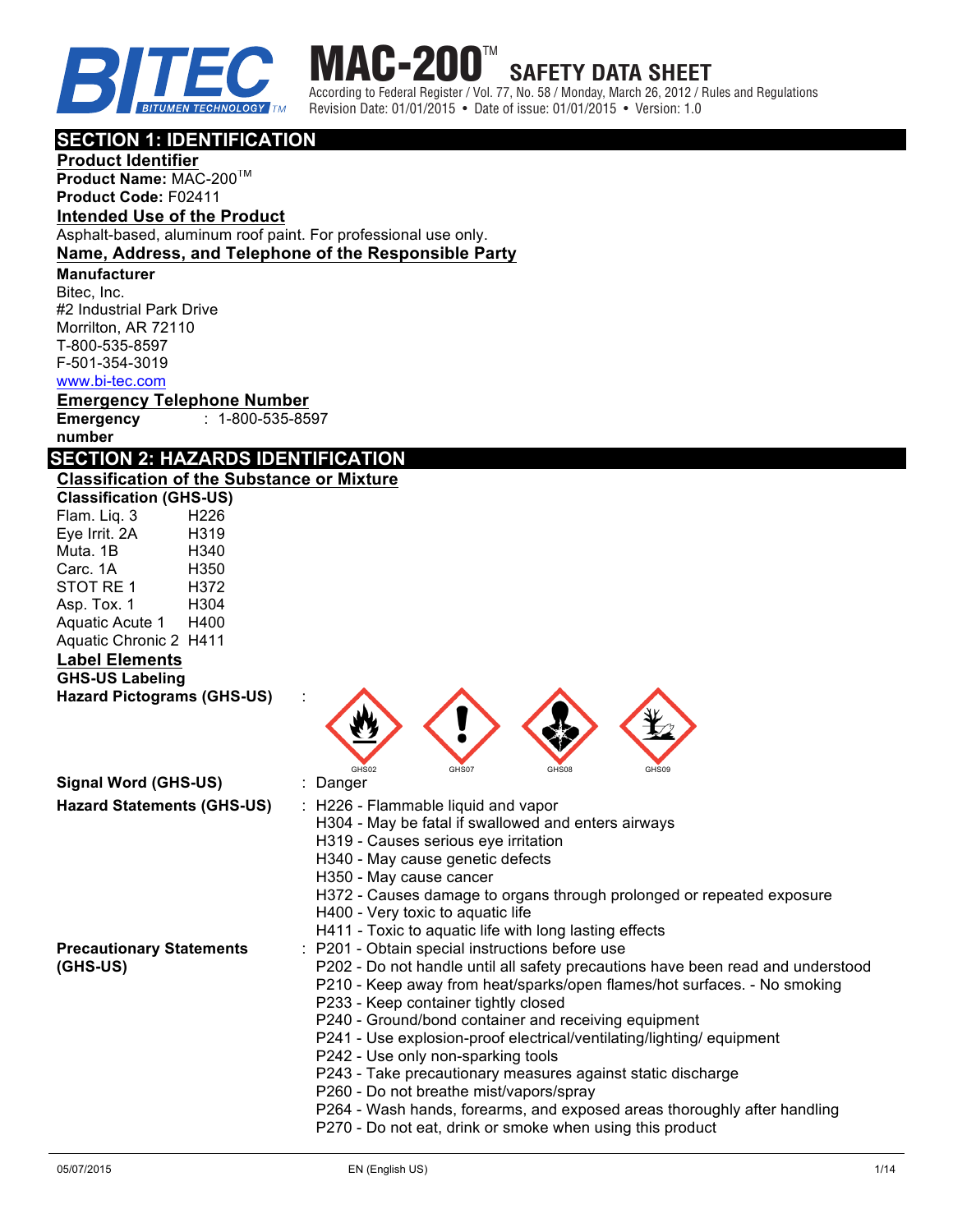# MAC-200™ SAFETY DATA SHEET

According to Federal Register / Vol. 77, No. 58 / Monday, March 26, 2012 / Rules and Regulations
Revision Date: 01/01/2015 • Date of issue: 01/01/2015 • Version: 1.0

## SECTION 1: IDENTIFICATION

### Product Identifier

**Product Name:** MAC-200™
**Product Code:** F02411

### Intended Use of the Product

Asphalt-based, aluminum roof paint. For professional use only.

### Name, Address, and Telephone of the Responsible Party

**Manufacturer**
Bitec, Inc.
#2 Industrial Park Drive
Morrilton, AR 72110
T-800-535-8597
F-501-354-3019
www.bi-tec.com

### Emergency Telephone Number

**Emergency number** : 1-800-535-8597

## SECTION 2: HAZARDS IDENTIFICATION

### Classification of the Substance or Mixture

**Classification (GHS-US)**

| | |
|---|---|
| Flam. Liq. 3 | H226 |
| Eye Irrit. 2A | H319 |
| Muta. 1B | H340 |
| Carc. 1A | H350 |
| STOT RE 1 | H372 |
| Asp. Tox. 1 | H304 |
| Aquatic Acute 1 | H400 |
| Aquatic Chronic 2 | H411 |

### Label Elements

**GHS-US Labeling**

**Hazard Pictograms (GHS-US)** :

GHS02 GHS07 GHS08 GHS09

**Signal Word (GHS-US)** : Danger

**Hazard Statements (GHS-US)** :
H226 - Flammable liquid and vapor
H304 - May be fatal if swallowed and enters airways
H319 - Causes serious eye irritation
H340 - May cause genetic defects
H350 - May cause cancer
H372 - Causes damage to organs through prolonged or repeated exposure
H400 - Very toxic to aquatic life
H411 - Toxic to aquatic life with long lasting effects

**Precautionary Statements (GHS-US)** :
P201 - Obtain special instructions before use
P202 - Do not handle until all safety precautions have been read and understood
P210 - Keep away from heat/sparks/open flames/hot surfaces. - No smoking
P233 - Keep container tightly closed
P240 - Ground/bond container and receiving equipment
P241 - Use explosion-proof electrical/ventilating/lighting/ equipment
P242 - Use only non-sparking tools
P243 - Take precautionary measures against static discharge
P260 - Do not breathe mist/vapors/spray
P264 - Wash hands, forearms, and exposed areas thoroughly after handling
P270 - Do not eat, drink or smoke when using this product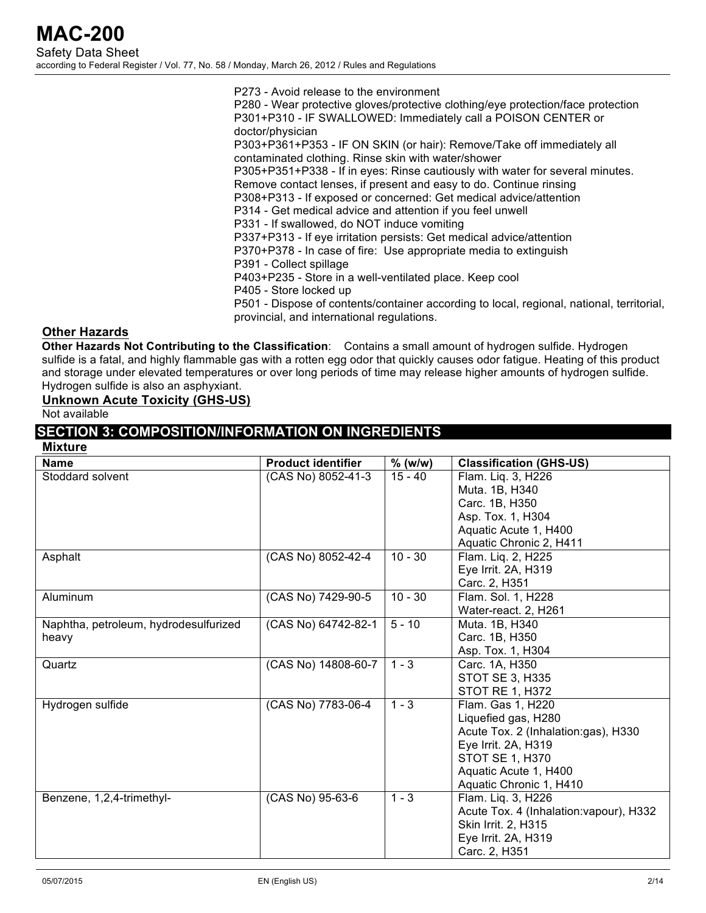P273 - Avoid release to the environment
P280 - Wear protective gloves/protective clothing/eye protection/face protection
P301+P310 - IF SWALLOWED: Immediately call a POISON CENTER or doctor/physician
P303+P361+P353 - IF ON SKIN (or hair): Remove/Take off immediately all contaminated clothing. Rinse skin with water/shower
P305+P351+P338 - If in eyes: Rinse cautiously with water for several minutes. Remove contact lenses, if present and easy to do. Continue rinsing
P308+P313 - If exposed or concerned: Get medical advice/attention
P314 - Get medical advice and attention if you feel unwell
P331 - If swallowed, do NOT induce vomiting
P337+P313 - If eye irritation persists: Get medical advice/attention
P370+P378 - In case of fire: Use appropriate media to extinguish
P391 - Collect spillage
P403+P235 - Store in a well-ventilated place. Keep cool
P405 - Store locked up
P501 - Dispose of contents/container according to local, regional, national, territorial, provincial, and international regulations.

### Other Hazards

**Other Hazards Not Contributing to the Classification**: Contains a small amount of hydrogen sulfide. Hydrogen sulfide is a fatal, and highly flammable gas with a rotten egg odor that quickly causes odor fatigue. Heating of this product and storage under elevated temperatures or over long periods of time may release higher amounts of hydrogen sulfide. Hydrogen sulfide is also an asphyxiant.

### Unknown Acute Toxicity (GHS-US)

Not available

## SECTION 3: COMPOSITION/INFORMATION ON INGREDIENTS

### Mixture

| Name | Product identifier | % (w/w) | Classification (GHS-US) |
|---|---|---|---|
| Stoddard solvent | (CAS No) 8052-41-3 | 15 - 40 | Flam. Liq. 3, H226<br>Muta. 1B, H340<br>Carc. 1B, H350<br>Asp. Tox. 1, H304<br>Aquatic Acute 1, H400<br>Aquatic Chronic 2, H411 |
| Asphalt | (CAS No) 8052-42-4 | 10 - 30 | Flam. Liq. 2, H225<br>Eye Irrit. 2A, H319<br>Carc. 2, H351 |
| Aluminum | (CAS No) 7429-90-5 | 10 - 30 | Flam. Sol. 1, H228<br>Water-react. 2, H261 |
| Naphtha, petroleum, hydrodesulfurized heavy | (CAS No) 64742-82-1 | 5 - 10 | Muta. 1B, H340<br>Carc. 1B, H350<br>Asp. Tox. 1, H304 |
| Quartz | (CAS No) 14808-60-7 | 1 - 3 | Carc. 1A, H350<br>STOT SE 3, H335<br>STOT RE 1, H372 |
| Hydrogen sulfide | (CAS No) 7783-06-4 | 1 - 3 | Flam. Gas 1, H220<br>Liquefied gas, H280<br>Acute Tox. 2 (Inhalation:gas), H330<br>Eye Irrit. 2A, H319<br>STOT SE 1, H370<br>Aquatic Acute 1, H400<br>Aquatic Chronic 1, H410 |
| Benzene, 1,2,4-trimethyl- | (CAS No) 95-63-6 | 1 - 3 | Flam. Liq. 3, H226<br>Acute Tox. 4 (Inhalation:vapour), H332<br>Skin Irrit. 2, H315<br>Eye Irrit. 2A, H319<br>Carc. 2, H351 |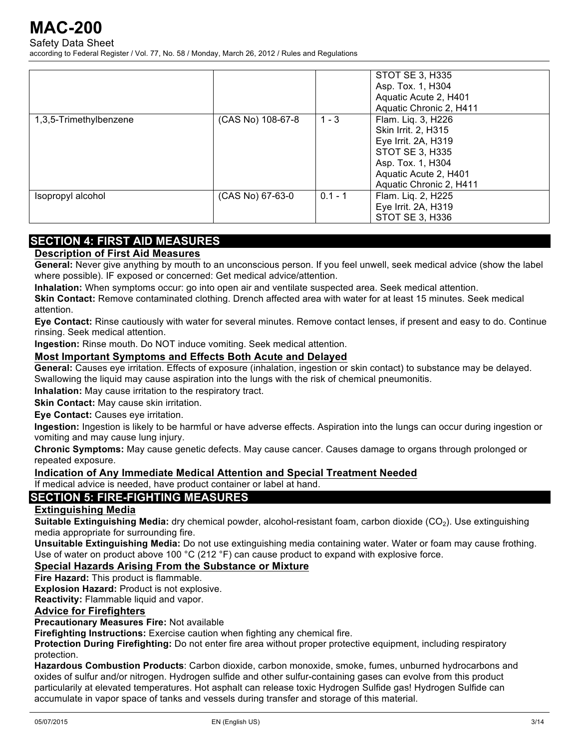| | | | |
|---|---|---|---|
| | | | STOT SE 3, H335<br>Asp. Tox. 1, H304<br>Aquatic Acute 2, H401<br>Aquatic Chronic 2, H411 |
| 1,3,5-Trimethylbenzene | (CAS No) 108-67-8 | 1 - 3 | Flam. Liq. 3, H226<br>Skin Irrit. 2, H315<br>Eye Irrit. 2A, H319<br>STOT SE 3, H335<br>Asp. Tox. 1, H304<br>Aquatic Acute 2, H401<br>Aquatic Chronic 2, H411 |
| Isopropyl alcohol | (CAS No) 67-63-0 | 0.1 - 1 | Flam. Liq. 2, H225<br>Eye Irrit. 2A, H319<br>STOT SE 3, H336 |

## SECTION 4: FIRST AID MEASURES

### Description of First Aid Measures

**General:** Never give anything by mouth to an unconscious person. If you feel unwell, seek medical advice (show the label where possible). IF exposed or concerned: Get medical advice/attention.

**Inhalation:** When symptoms occur: go into open air and ventilate suspected area. Seek medical attention.

**Skin Contact:** Remove contaminated clothing. Drench affected area with water for at least 15 minutes. Seek medical attention.

**Eye Contact:** Rinse cautiously with water for several minutes. Remove contact lenses, if present and easy to do. Continue rinsing. Seek medical attention.

**Ingestion:** Rinse mouth. Do NOT induce vomiting. Seek medical attention.

### Most Important Symptoms and Effects Both Acute and Delayed

**General:** Causes eye irritation. Effects of exposure (inhalation, ingestion or skin contact) to substance may be delayed. Swallowing the liquid may cause aspiration into the lungs with the risk of chemical pneumonitis.

**Inhalation:** May cause irritation to the respiratory tract.

**Skin Contact:** May cause skin irritation.

**Eye Contact:** Causes eye irritation.

**Ingestion:** Ingestion is likely to be harmful or have adverse effects. Aspiration into the lungs can occur during ingestion or vomiting and may cause lung injury.

**Chronic Symptoms:** May cause genetic defects. May cause cancer. Causes damage to organs through prolonged or repeated exposure.

### Indication of Any Immediate Medical Attention and Special Treatment Needed

If medical advice is needed, have product container or label at hand.

## SECTION 5: FIRE-FIGHTING MEASURES

### Extinguishing Media

**Suitable Extinguishing Media:** dry chemical powder, alcohol-resistant foam, carbon dioxide ($CO_2$). Use extinguishing media appropriate for surrounding fire.

**Unsuitable Extinguishing Media:** Do not use extinguishing media containing water. Water or foam may cause frothing. Use of water on product above 100 °C (212 °F) can cause product to expand with explosive force.

### Special Hazards Arising From the Substance or Mixture

**Fire Hazard:** This product is flammable.

**Explosion Hazard:** Product is not explosive.

**Reactivity:** Flammable liquid and vapor.

### Advice for Firefighters

**Precautionary Measures Fire:** Not available

**Firefighting Instructions:** Exercise caution when fighting any chemical fire.

**Protection During Firefighting:** Do not enter fire area without proper protective equipment, including respiratory protection.

**Hazardous Combustion Products**: Carbon dioxide, carbon monoxide, smoke, fumes, unburned hydrocarbons and oxides of sulfur and/or nitrogen. Hydrogen sulfide and other sulfur-containing gases can evolve from this product particularily at elevated temperatures. Hot asphalt can release toxic Hydrogen Sulfide gas! Hydrogen Sulfide can accumulate in vapor space of tanks and vessels during transfer and storage of this material.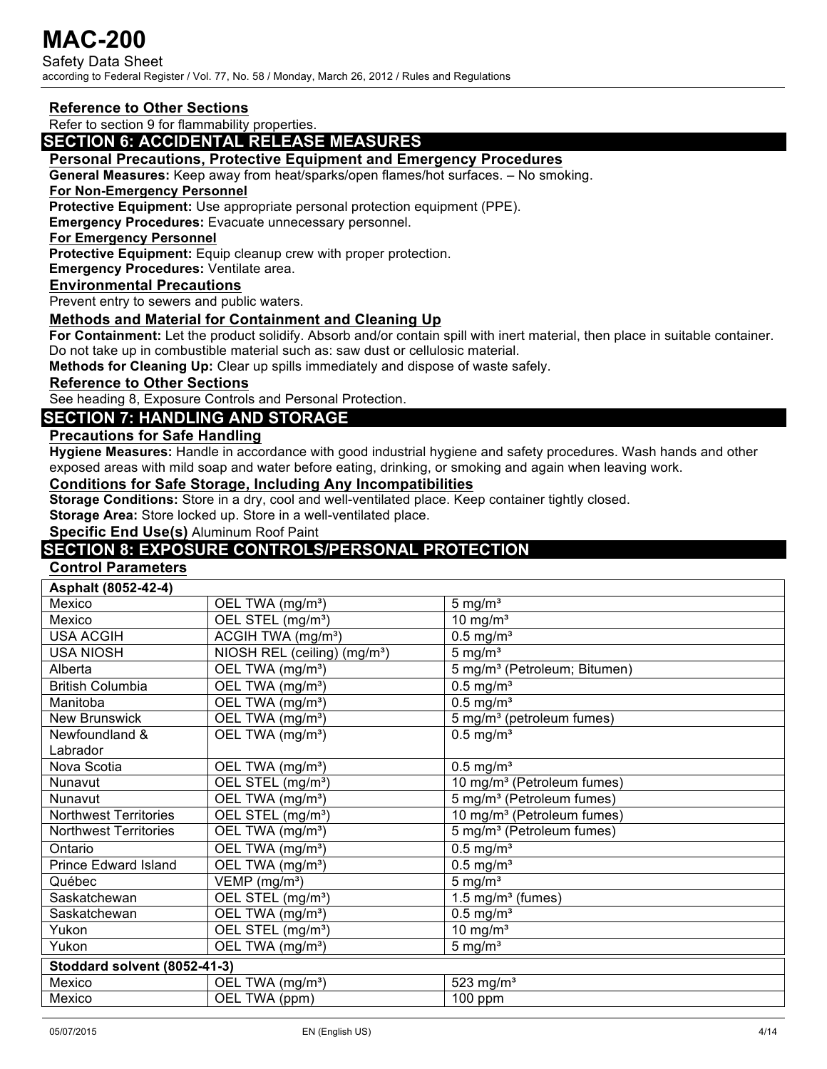### Reference to Other Sections

Refer to section 9 for flammability properties.

## SECTION 6: ACCIDENTAL RELEASE MEASURES

### Personal Precautions, Protective Equipment and Emergency Procedures

**General Measures:** Keep away from heat/sparks/open flames/hot surfaces. – No smoking.

**For Non-Emergency Personnel**

**Protective Equipment:** Use appropriate personal protection equipment (PPE).

**Emergency Procedures:** Evacuate unnecessary personnel.

**For Emergency Personnel**

**Protective Equipment:** Equip cleanup crew with proper protection.

**Emergency Procedures:** Ventilate area.

### Environmental Precautions

Prevent entry to sewers and public waters.

### Methods and Material for Containment and Cleaning Up

**For Containment:** Let the product solidify. Absorb and/or contain spill with inert material, then place in suitable container. Do not take up in combustible material such as: saw dust or cellulosic material.

**Methods for Cleaning Up:** Clear up spills immediately and dispose of waste safely.

### Reference to Other Sections

See heading 8, Exposure Controls and Personal Protection.

## SECTION 7: HANDLING AND STORAGE

### Precautions for Safe Handling

**Hygiene Measures:** Handle in accordance with good industrial hygiene and safety procedures. Wash hands and other exposed areas with mild soap and water before eating, drinking, or smoking and again when leaving work.

### Conditions for Safe Storage, Including Any Incompatibilities

**Storage Conditions:** Store in a dry, cool and well-ventilated place. Keep container tightly closed.

**Storage Area:** Store locked up. Store in a well-ventilated place.

**Specific End Use(s)** Aluminum Roof Paint

## SECTION 8: EXPOSURE CONTROLS/PERSONAL PROTECTION

### Control Parameters

| **Asphalt (8052-42-4)** | | |
|---|---|---|
| Mexico | OEL TWA (mg/m³) | 5 mg/m³ |
| Mexico | OEL STEL (mg/m³) | 10 mg/m³ |
| USA ACGIH | ACGIH TWA (mg/m³) | 0.5 mg/m³ |
| USA NIOSH | NIOSH REL (ceiling) (mg/m³) | 5 mg/m³ |
| Alberta | OEL TWA (mg/m³) | 5 mg/m³ (Petroleum; Bitumen) |
| British Columbia | OEL TWA (mg/m³) | 0.5 mg/m³ |
| Manitoba | OEL TWA (mg/m³) | 0.5 mg/m³ |
| New Brunswick | OEL TWA (mg/m³) | 5 mg/m³ (petroleum fumes) |
| Newfoundland & Labrador | OEL TWA (mg/m³) | 0.5 mg/m³ |
| Nova Scotia | OEL TWA (mg/m³) | 0.5 mg/m³ |
| Nunavut | OEL STEL (mg/m³) | 10 mg/m³ (Petroleum fumes) |
| Nunavut | OEL TWA (mg/m³) | 5 mg/m³ (Petroleum fumes) |
| Northwest Territories | OEL STEL (mg/m³) | 10 mg/m³ (Petroleum fumes) |
| Northwest Territories | OEL TWA (mg/m³) | 5 mg/m³ (Petroleum fumes) |
| Ontario | OEL TWA (mg/m³) | 0.5 mg/m³ |
| Prince Edward Island | OEL TWA (mg/m³) | 0.5 mg/m³ |
| Québec | VEMP (mg/m³) | 5 mg/m³ |
| Saskatchewan | OEL STEL (mg/m³) | 1.5 mg/m³ (fumes) |
| Saskatchewan | OEL TWA (mg/m³) | 0.5 mg/m³ |
| Yukon | OEL STEL (mg/m³) | 10 mg/m³ |
| Yukon | OEL TWA (mg/m³) | 5 mg/m³ |
| **Stoddard solvent (8052-41-3)** | | |
| Mexico | OEL TWA (mg/m³) | 523 mg/m³ |
| Mexico | OEL TWA (ppm) | 100 ppm |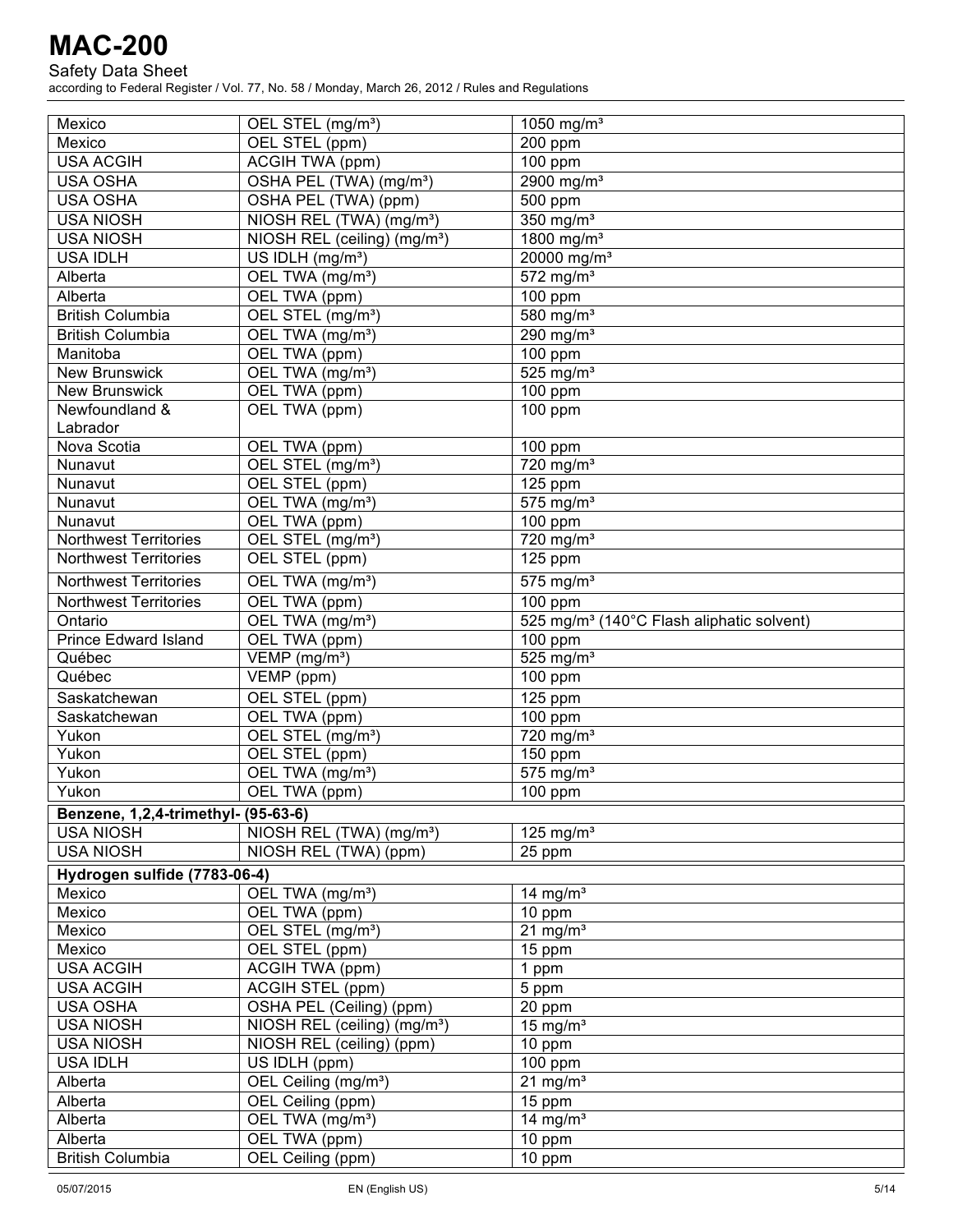| | | |
|---|---|---|
| Mexico | OEL STEL (mg/m³) | 1050 mg/m³ |
| Mexico | OEL STEL (ppm) | 200 ppm |
| USA ACGIH | ACGIH TWA (ppm) | 100 ppm |
| USA OSHA | OSHA PEL (TWA) (mg/m³) | 2900 mg/m³ |
| USA OSHA | OSHA PEL (TWA) (ppm) | 500 ppm |
| USA NIOSH | NIOSH REL (TWA) (mg/m³) | 350 mg/m³ |
| USA NIOSH | NIOSH REL (ceiling) (mg/m³) | 1800 mg/m³ |
| USA IDLH | US IDLH (mg/m³) | 20000 mg/m³ |
| Alberta | OEL TWA (mg/m³) | 572 mg/m³ |
| Alberta | OEL TWA (ppm) | 100 ppm |
| British Columbia | OEL STEL (mg/m³) | 580 mg/m³ |
| British Columbia | OEL TWA (mg/m³) | 290 mg/m³ |
| Manitoba | OEL TWA (ppm) | 100 ppm |
| New Brunswick | OEL TWA (mg/m³) | 525 mg/m³ |
| New Brunswick | OEL TWA (ppm) | 100 ppm |
| Newfoundland & Labrador | OEL TWA (ppm) | 100 ppm |
| Nova Scotia | OEL TWA (ppm) | 100 ppm |
| Nunavut | OEL STEL (mg/m³) | 720 mg/m³ |
| Nunavut | OEL STEL (ppm) | 125 ppm |
| Nunavut | OEL TWA (mg/m³) | 575 mg/m³ |
| Nunavut | OEL TWA (ppm) | 100 ppm |
| Northwest Territories | OEL STEL (mg/m³) | 720 mg/m³ |
| Northwest Territories | OEL STEL (ppm) | 125 ppm |
| Northwest Territories | OEL TWA (mg/m³) | 575 mg/m³ |
| Northwest Territories | OEL TWA (ppm) | 100 ppm |
| Ontario | OEL TWA (mg/m³) | 525 mg/m³ (140°C Flash aliphatic solvent) |
| Prince Edward Island | OEL TWA (ppm) | 100 ppm |
| Québec | VEMP (mg/m³) | 525 mg/m³ |
| Québec | VEMP (ppm) | 100 ppm |
| Saskatchewan | OEL STEL (ppm) | 125 ppm |
| Saskatchewan | OEL TWA (ppm) | 100 ppm |
| Yukon | OEL STEL (mg/m³) | 720 mg/m³ |
| Yukon | OEL STEL (ppm) | 150 ppm |
| Yukon | OEL TWA (mg/m³) | 575 mg/m³ |
| Yukon | OEL TWA (ppm) | 100 ppm |

| **Benzene, 1,2,4-trimethyl- (95-63-6)** | | |
|---|---|---|
| USA NIOSH | NIOSH REL (TWA) (mg/m³) | 125 mg/m³ |
| USA NIOSH | NIOSH REL (TWA) (ppm) | 25 ppm |

| **Hydrogen sulfide (7783-06-4)** | | |
|---|---|---|
| Mexico | OEL TWA (mg/m³) | 14 mg/m³ |
| Mexico | OEL TWA (ppm) | 10 ppm |
| Mexico | OEL STEL (mg/m³) | 21 mg/m³ |
| Mexico | OEL STEL (ppm) | 15 ppm |
| USA ACGIH | ACGIH TWA (ppm) | 1 ppm |
| USA ACGIH | ACGIH STEL (ppm) | 5 ppm |
| USA OSHA | OSHA PEL (Ceiling) (ppm) | 20 ppm |
| USA NIOSH | NIOSH REL (ceiling) (mg/m³) | 15 mg/m³ |
| USA NIOSH | NIOSH REL (ceiling) (ppm) | 10 ppm |
| USA IDLH | US IDLH (ppm) | 100 ppm |
| Alberta | OEL Ceiling (mg/m³) | 21 mg/m³ |
| Alberta | OEL Ceiling (ppm) | 15 ppm |
| Alberta | OEL TWA (mg/m³) | 14 mg/m³ |
| Alberta | OEL TWA (ppm) | 10 ppm |
| British Columbia | OEL Ceiling (ppm) | 10 ppm |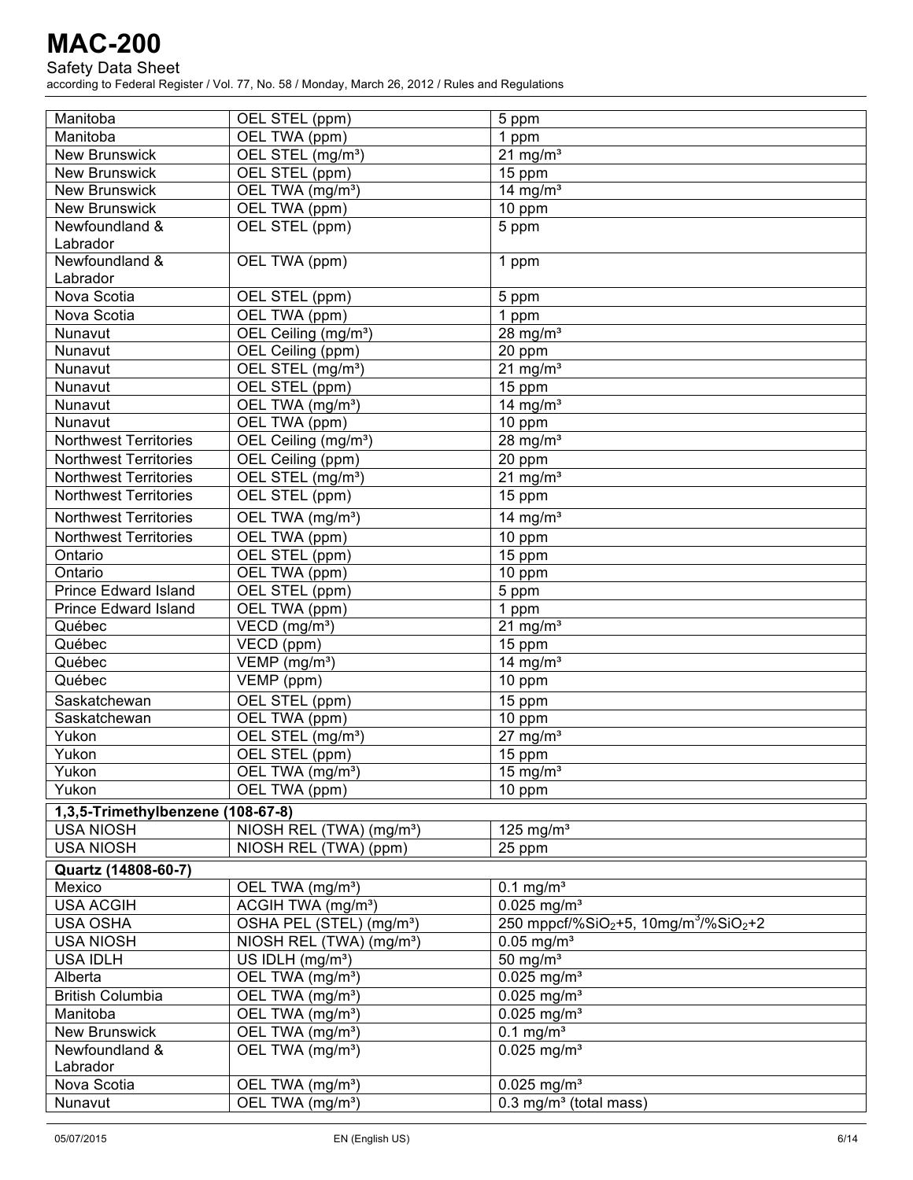| | | |
|---|---|---|
| Manitoba | OEL STEL (ppm) | 5 ppm |
| Manitoba | OEL TWA (ppm) | 1 ppm |
| New Brunswick | OEL STEL (mg/m³) | 21 mg/m³ |
| New Brunswick | OEL STEL (ppm) | 15 ppm |
| New Brunswick | OEL TWA (mg/m³) | 14 mg/m³ |
| New Brunswick | OEL TWA (ppm) | 10 ppm |
| Newfoundland & Labrador | OEL STEL (ppm) | 5 ppm |
| Newfoundland & Labrador | OEL TWA (ppm) | 1 ppm |
| Nova Scotia | OEL STEL (ppm) | 5 ppm |
| Nova Scotia | OEL TWA (ppm) | 1 ppm |
| Nunavut | OEL Ceiling (mg/m³) | 28 mg/m³ |
| Nunavut | OEL Ceiling (ppm) | 20 ppm |
| Nunavut | OEL STEL (mg/m³) | 21 mg/m³ |
| Nunavut | OEL STEL (ppm) | 15 ppm |
| Nunavut | OEL TWA (mg/m³) | 14 mg/m³ |
| Nunavut | OEL TWA (ppm) | 10 ppm |
| Northwest Territories | OEL Ceiling (mg/m³) | 28 mg/m³ |
| Northwest Territories | OEL Ceiling (ppm) | 20 ppm |
| Northwest Territories | OEL STEL (mg/m³) | 21 mg/m³ |
| Northwest Territories | OEL STEL (ppm) | 15 ppm |
| Northwest Territories | OEL TWA (mg/m³) | 14 mg/m³ |
| Northwest Territories | OEL TWA (ppm) | 10 ppm |
| Ontario | OEL STEL (ppm) | 15 ppm |
| Ontario | OEL TWA (ppm) | 10 ppm |
| Prince Edward Island | OEL STEL (ppm) | 5 ppm |
| Prince Edward Island | OEL TWA (ppm) | 1 ppm |
| Québec | VECD (mg/m³) | 21 mg/m³ |
| Québec | VECD (ppm) | 15 ppm |
| Québec | VEMP (mg/m³) | 14 mg/m³ |
| Québec | VEMP (ppm) | 10 ppm |
| Saskatchewan | OEL STEL (ppm) | 15 ppm |
| Saskatchewan | OEL TWA (ppm) | 10 ppm |
| Yukon | OEL STEL (mg/m³) | 27 mg/m³ |
| Yukon | OEL STEL (ppm) | 15 ppm |
| Yukon | OEL TWA (mg/m³) | 15 mg/m³ |
| Yukon | OEL TWA (ppm) | 10 ppm |
| **1,3,5-Trimethylbenzene (108-67-8)** | | |
| USA NIOSH | NIOSH REL (TWA) (mg/m³) | 125 mg/m³ |
| USA NIOSH | NIOSH REL (TWA) (ppm) | 25 ppm |
| **Quartz (14808-60-7)** | | |
| Mexico | OEL TWA (mg/m³) | 0.1 mg/m³ |
| USA ACGIH | ACGIH TWA (mg/m³) | 0.025 mg/m³ |
| USA OSHA | OSHA PEL (STEL) (mg/m³) | 250 mppcf/%$SiO_2$+5, 10mg/m³/%$SiO_2$+2 |
| USA NIOSH | NIOSH REL (TWA) (mg/m³) | 0.05 mg/m³ |
| USA IDLH | US IDLH (mg/m³) | 50 mg/m³ |
| Alberta | OEL TWA (mg/m³) | 0.025 mg/m³ |
| British Columbia | OEL TWA (mg/m³) | 0.025 mg/m³ |
| Manitoba | OEL TWA (mg/m³) | 0.025 mg/m³ |
| New Brunswick | OEL TWA (mg/m³) | 0.1 mg/m³ |
| Newfoundland & Labrador | OEL TWA (mg/m³) | 0.025 mg/m³ |
| Nova Scotia | OEL TWA (mg/m³) | 0.025 mg/m³ |
| Nunavut | OEL TWA (mg/m³) | 0.3 mg/m³ (total mass) |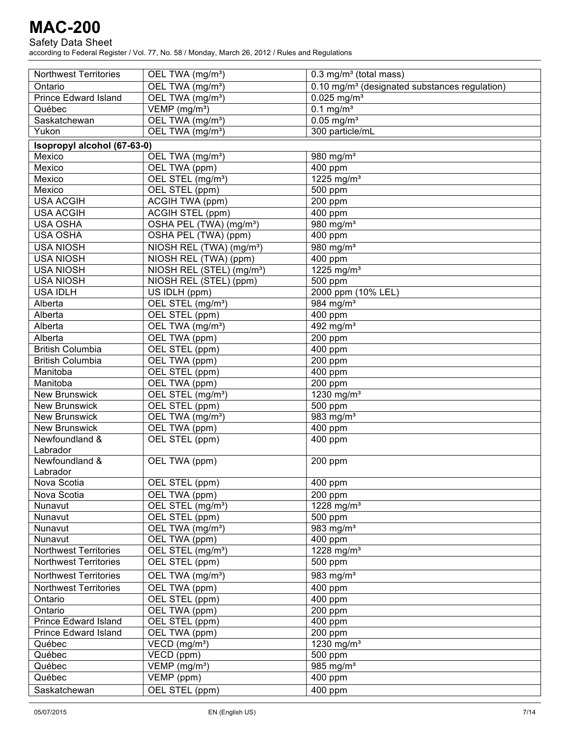| | | |
|---|---|---|
| Northwest Territories | OEL TWA (mg/m³) | 0.3 mg/m³ (total mass) |
| Ontario | OEL TWA (mg/m³) | 0.10 mg/m³ (designated substances regulation) |
| Prince Edward Island | OEL TWA (mg/m³) | 0.025 mg/m³ |
| Québec | VEMP (mg/m³) | 0.1 mg/m³ |
| Saskatchewan | OEL TWA (mg/m³) | 0.05 mg/m³ |
| Yukon | OEL TWA (mg/m³) | 300 particle/mL |
| **Isopropyl alcohol (67-63-0)** | | |
| Mexico | OEL TWA (mg/m³) | 980 mg/m³ |
| Mexico | OEL TWA (ppm) | 400 ppm |
| Mexico | OEL STEL (mg/m³) | 1225 mg/m³ |
| Mexico | OEL STEL (ppm) | 500 ppm |
| USA ACGIH | ACGIH TWA (ppm) | 200 ppm |
| USA ACGIH | ACGIH STEL (ppm) | 400 ppm |
| USA OSHA | OSHA PEL (TWA) (mg/m³) | 980 mg/m³ |
| USA OSHA | OSHA PEL (TWA) (ppm) | 400 ppm |
| USA NIOSH | NIOSH REL (TWA) (mg/m³) | 980 mg/m³ |
| USA NIOSH | NIOSH REL (TWA) (ppm) | 400 ppm |
| USA NIOSH | NIOSH REL (STEL) (mg/m³) | 1225 mg/m³ |
| USA NIOSH | NIOSH REL (STEL) (ppm) | 500 ppm |
| USA IDLH | US IDLH (ppm) | 2000 ppm (10% LEL) |
| Alberta | OEL STEL (mg/m³) | 984 mg/m³ |
| Alberta | OEL STEL (ppm) | 400 ppm |
| Alberta | OEL TWA (mg/m³) | 492 mg/m³ |
| Alberta | OEL TWA (ppm) | 200 ppm |
| British Columbia | OEL STEL (ppm) | 400 ppm |
| British Columbia | OEL TWA (ppm) | 200 ppm |
| Manitoba | OEL STEL (ppm) | 400 ppm |
| Manitoba | OEL TWA (ppm) | 200 ppm |
| New Brunswick | OEL STEL (mg/m³) | 1230 mg/m³ |
| New Brunswick | OEL STEL (ppm) | 500 ppm |
| New Brunswick | OEL TWA (mg/m³) | 983 mg/m³ |
| New Brunswick | OEL TWA (ppm) | 400 ppm |
| Newfoundland & Labrador | OEL STEL (ppm) | 400 ppm |
| Newfoundland & Labrador | OEL TWA (ppm) | 200 ppm |
| Nova Scotia | OEL STEL (ppm) | 400 ppm |
| Nova Scotia | OEL TWA (ppm) | 200 ppm |
| Nunavut | OEL STEL (mg/m³) | 1228 mg/m³ |
| Nunavut | OEL STEL (ppm) | 500 ppm |
| Nunavut | OEL TWA (mg/m³) | 983 mg/m³ |
| Nunavut | OEL TWA (ppm) | 400 ppm |
| Northwest Territories | OEL STEL (mg/m³) | 1228 mg/m³ |
| Northwest Territories | OEL STEL (ppm) | 500 ppm |
| Northwest Territories | OEL TWA (mg/m³) | 983 mg/m³ |
| Northwest Territories | OEL TWA (ppm) | 400 ppm |
| Ontario | OEL STEL (ppm) | 400 ppm |
| Ontario | OEL TWA (ppm) | 200 ppm |
| Prince Edward Island | OEL STEL (ppm) | 400 ppm |
| Prince Edward Island | OEL TWA (ppm) | 200 ppm |
| Québec | VECD (mg/m³) | 1230 mg/m³ |
| Québec | VECD (ppm) | 500 ppm |
| Québec | VEMP (mg/m³) | 985 mg/m³ |
| Québec | VEMP (ppm) | 400 ppm |
| Saskatchewan | OEL STEL (ppm) | 400 ppm |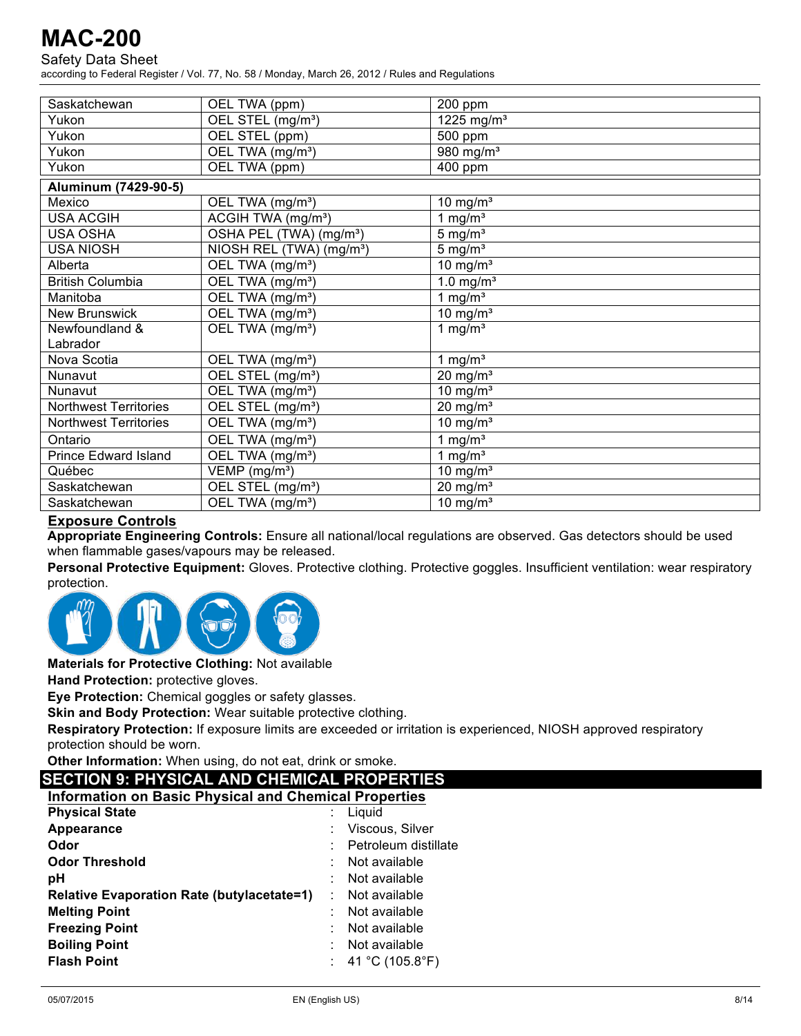| | | |
|---|---|---|
| Saskatchewan | OEL TWA (ppm) | 200 ppm |
| Yukon | OEL STEL (mg/m³) | 1225 mg/m³ |
| Yukon | OEL STEL (ppm) | 500 ppm |
| Yukon | OEL TWA (mg/m³) | 980 mg/m³ |
| Yukon | OEL TWA (ppm) | 400 ppm |
| **Aluminum (7429-90-5)** | | |
| Mexico | OEL TWA (mg/m³) | 10 mg/m³ |
| USA ACGIH | ACGIH TWA (mg/m³) | 1 mg/m³ |
| USA OSHA | OSHA PEL (TWA) (mg/m³) | 5 mg/m³ |
| USA NIOSH | NIOSH REL (TWA) (mg/m³) | 5 mg/m³ |
| Alberta | OEL TWA (mg/m³) | 10 mg/m³ |
| British Columbia | OEL TWA (mg/m³) | 1.0 mg/m³ |
| Manitoba | OEL TWA (mg/m³) | 1 mg/m³ |
| New Brunswick | OEL TWA (mg/m³) | 10 mg/m³ |
| Newfoundland & Labrador | OEL TWA (mg/m³) | 1 mg/m³ |
| Nova Scotia | OEL TWA (mg/m³) | 1 mg/m³ |
| Nunavut | OEL STEL (mg/m³) | 20 mg/m³ |
| Nunavut | OEL TWA (mg/m³) | 10 mg/m³ |
| Northwest Territories | OEL STEL (mg/m³) | 20 mg/m³ |
| Northwest Territories | OEL TWA (mg/m³) | 10 mg/m³ |
| Ontario | OEL TWA (mg/m³) | 1 mg/m³ |
| Prince Edward Island | OEL TWA (mg/m³) | 1 mg/m³ |
| Québec | VEMP (mg/m³) | 10 mg/m³ |
| Saskatchewan | OEL STEL (mg/m³) | 20 mg/m³ |
| Saskatchewan | OEL TWA (mg/m³) | 10 mg/m³ |

### Exposure Controls

**Appropriate Engineering Controls:** Ensure all national/local regulations are observed. Gas detectors should be used when flammable gases/vapours may be released.

**Personal Protective Equipment:** Gloves. Protective clothing. Protective goggles. Insufficient ventilation: wear respiratory protection.

**Materials for Protective Clothing:** Not available

**Hand Protection:** protective gloves.

**Eye Protection:** Chemical goggles or safety glasses.

**Skin and Body Protection:** Wear suitable protective clothing.

**Respiratory Protection:** If exposure limits are exceeded or irritation is experienced, NIOSH approved respiratory protection should be worn.

**Other Information:** When using, do not eat, drink or smoke.

## SECTION 9: PHYSICAL AND CHEMICAL PROPERTIES

### Information on Basic Physical and Chemical Properties

| | |
|---|---|
| **Physical State** | : Liquid |
| **Appearance** | : Viscous, Silver |
| **Odor** | : Petroleum distillate |
| **Odor Threshold** | : Not available |
| **pH** | : Not available |
| **Relative Evaporation Rate (butylacetate=1)** | : Not available |
| **Melting Point** | : Not available |
| **Freezing Point** | : Not available |
| **Boiling Point** | : Not available |
| **Flash Point** | : 41 °C (105.8°F) |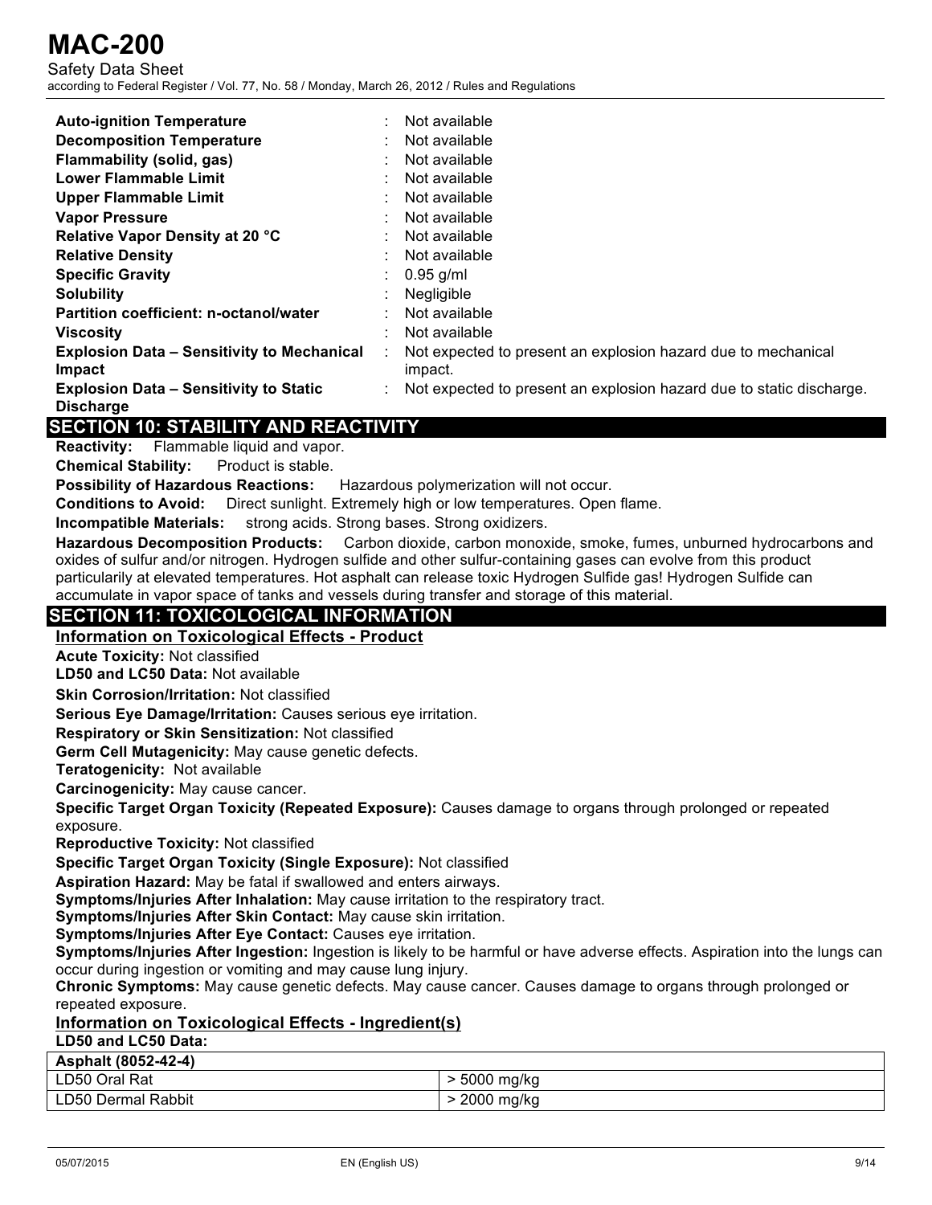| | |
|---|---|
| **Auto-ignition Temperature** | : Not available |
| **Decomposition Temperature** | : Not available |
| **Flammability (solid, gas)** | : Not available |
| **Lower Flammable Limit** | : Not available |
| **Upper Flammable Limit** | : Not available |
| **Vapor Pressure** | : Not available |
| **Relative Vapor Density at 20 °C** | : Not available |
| **Relative Density** | : Not available |
| **Specific Gravity** | : 0.95 g/ml |
| **Solubility** | : Negligible |
| **Partition coefficient: n-octanol/water** | : Not available |
| **Viscosity** | : Not available |
| **Explosion Data – Sensitivity to Mechanical Impact** | : Not expected to present an explosion hazard due to mechanical impact. |
| **Explosion Data – Sensitivity to Static Discharge** | : Not expected to present an explosion hazard due to static discharge. |

## SECTION 10: STABILITY AND REACTIVITY

**Reactivity:** Flammable liquid and vapor.

**Chemical Stability:** Product is stable.

**Possibility of Hazardous Reactions:** Hazardous polymerization will not occur.

**Conditions to Avoid:** Direct sunlight. Extremely high or low temperatures. Open flame.

**Incompatible Materials:** strong acids. Strong bases. Strong oxidizers.

**Hazardous Decomposition Products:** Carbon dioxide, carbon monoxide, smoke, fumes, unburned hydrocarbons and oxides of sulfur and/or nitrogen. Hydrogen sulfide and other sulfur-containing gases can evolve from this product particularily at elevated temperatures. Hot asphalt can release toxic Hydrogen Sulfide gas! Hydrogen Sulfide can accumulate in vapor space of tanks and vessels during transfer and storage of this material.

## SECTION 11: TOXICOLOGICAL INFORMATION

### Information on Toxicological Effects - Product

**Acute Toxicity:** Not classified

**LD50 and LC50 Data:** Not available

**Skin Corrosion/Irritation:** Not classified

**Serious Eye Damage/Irritation:** Causes serious eye irritation.

**Respiratory or Skin Sensitization:** Not classified

**Germ Cell Mutagenicity:** May cause genetic defects.

**Teratogenicity:** Not available

**Carcinogenicity:** May cause cancer.

**Specific Target Organ Toxicity (Repeated Exposure):** Causes damage to organs through prolonged or repeated exposure.

**Reproductive Toxicity:** Not classified

**Specific Target Organ Toxicity (Single Exposure):** Not classified

**Aspiration Hazard:** May be fatal if swallowed and enters airways.

**Symptoms/Injuries After Inhalation:** May cause irritation to the respiratory tract.

**Symptoms/Injuries After Skin Contact:** May cause skin irritation.

**Symptoms/Injuries After Eye Contact:** Causes eye irritation.

**Symptoms/Injuries After Ingestion:** Ingestion is likely to be harmful or have adverse effects. Aspiration into the lungs can occur during ingestion or vomiting and may cause lung injury.

**Chronic Symptoms:** May cause genetic defects. May cause cancer. Causes damage to organs through prolonged or repeated exposure.

### Information on Toxicological Effects - Ingredient(s)

**LD50 and LC50 Data:**

| **Asphalt (8052-42-4)** | |
|---|---|
| LD50 Oral Rat | > 5000 mg/kg |
| LD50 Dermal Rabbit | > 2000 mg/kg |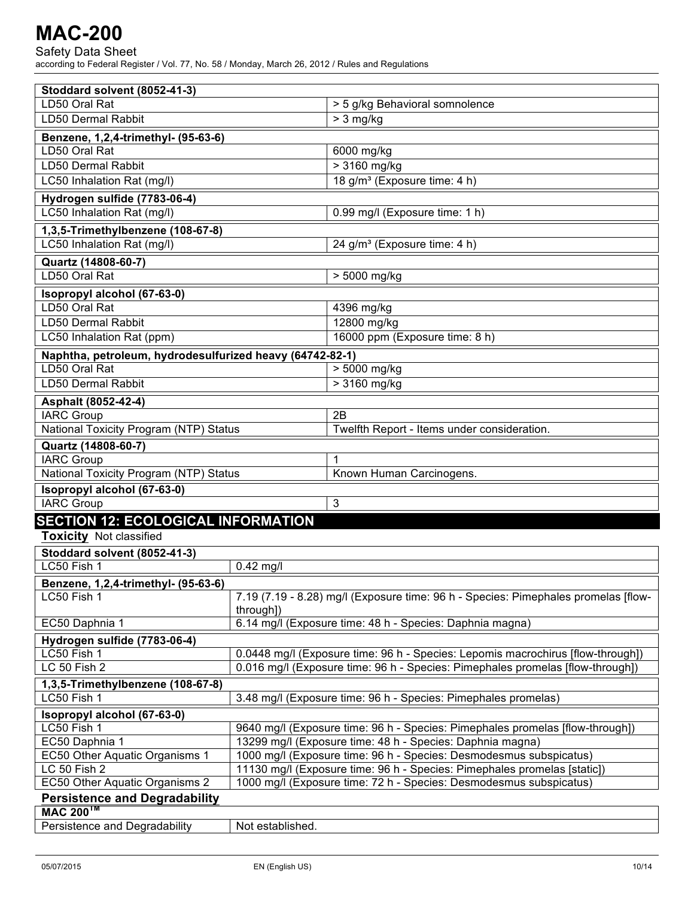| Stoddard solvent (8052-41-3) | |
|---|---|
| LD50 Oral Rat | > 5 g/kg Behavioral somnolence |
| LD50 Dermal Rabbit | > 3 mg/kg |

| Benzene, 1,2,4-trimethyl- (95-63-6) | |
|---|---|
| LD50 Oral Rat | 6000 mg/kg |
| LD50 Dermal Rabbit | > 3160 mg/kg |
| LC50 Inhalation Rat (mg/l) | 18 g/m³ (Exposure time: 4 h) |

| Hydrogen sulfide (7783-06-4) | |
|---|---|
| LC50 Inhalation Rat (mg/l) | 0.99 mg/l (Exposure time: 1 h) |

| 1,3,5-Trimethylbenzene (108-67-8) | |
|---|---|
| LC50 Inhalation Rat (mg/l) | 24 g/m³ (Exposure time: 4 h) |

| Quartz (14808-60-7) | |
|---|---|
| LD50 Oral Rat | > 5000 mg/kg |

| Isopropyl alcohol (67-63-0) | |
|---|---|
| LD50 Oral Rat | 4396 mg/kg |
| LD50 Dermal Rabbit | 12800 mg/kg |
| LC50 Inhalation Rat (ppm) | 16000 ppm (Exposure time: 8 h) |

| Naphtha, petroleum, hydrodesulfurized heavy (64742-82-1) | |
|---|---|
| LD50 Oral Rat | > 5000 mg/kg |
| LD50 Dermal Rabbit | > 3160 mg/kg |

| Asphalt (8052-42-4) | |
|---|---|
| IARC Group | 2B |
| National Toxicity Program (NTP) Status | Twelfth Report - Items under consideration. |

| Quartz (14808-60-7) | |
|---|---|
| IARC Group | 1 |
| National Toxicity Program (NTP) Status | Known Human Carcinogens. |

| Isopropyl alcohol (67-63-0) | |
|---|---|
| IARC Group | 3 |

## SECTION 12: ECOLOGICAL INFORMATION

**Toxicity** Not classified

| Stoddard solvent (8052-41-3) | |
|---|---|
| LC50 Fish 1 | 0.42 mg/l |

| Benzene, 1,2,4-trimethyl- (95-63-6) | |
|---|---|
| LC50 Fish 1 | 7.19 (7.19 - 8.28) mg/l (Exposure time: 96 h - Species: Pimephales promelas [flow-through]) |
| EC50 Daphnia 1 | 6.14 mg/l (Exposure time: 48 h - Species: Daphnia magna) |

| Hydrogen sulfide (7783-06-4) | |
|---|---|
| LC50 Fish 1 | 0.0448 mg/l (Exposure time: 96 h - Species: Lepomis macrochirus [flow-through]) |
| LC 50 Fish 2 | 0.016 mg/l (Exposure time: 96 h - Species: Pimephales promelas [flow-through]) |

| 1,3,5-Trimethylbenzene (108-67-8) | |
|---|---|
| LC50 Fish 1 | 3.48 mg/l (Exposure time: 96 h - Species: Pimephales promelas) |

| Isopropyl alcohol (67-63-0) | |
|---|---|
| LC50 Fish 1 | 9640 mg/l (Exposure time: 96 h - Species: Pimephales promelas [flow-through]) |
| EC50 Daphnia 1 | 13299 mg/l (Exposure time: 48 h - Species: Daphnia magna) |
| EC50 Other Aquatic Organisms 1 | 1000 mg/l (Exposure time: 96 h - Species: Desmodesmus subspicatus) |
| LC 50 Fish 2 | 11130 mg/l (Exposure time: 96 h - Species: Pimephales promelas [static]) |
| EC50 Other Aquatic Organisms 2 | 1000 mg/l (Exposure time: 72 h - Species: Desmodesmus subspicatus) |

**Persistence and Degradability**

| MAC 200™ | |
|---|---|
| Persistence and Degradability | Not established. |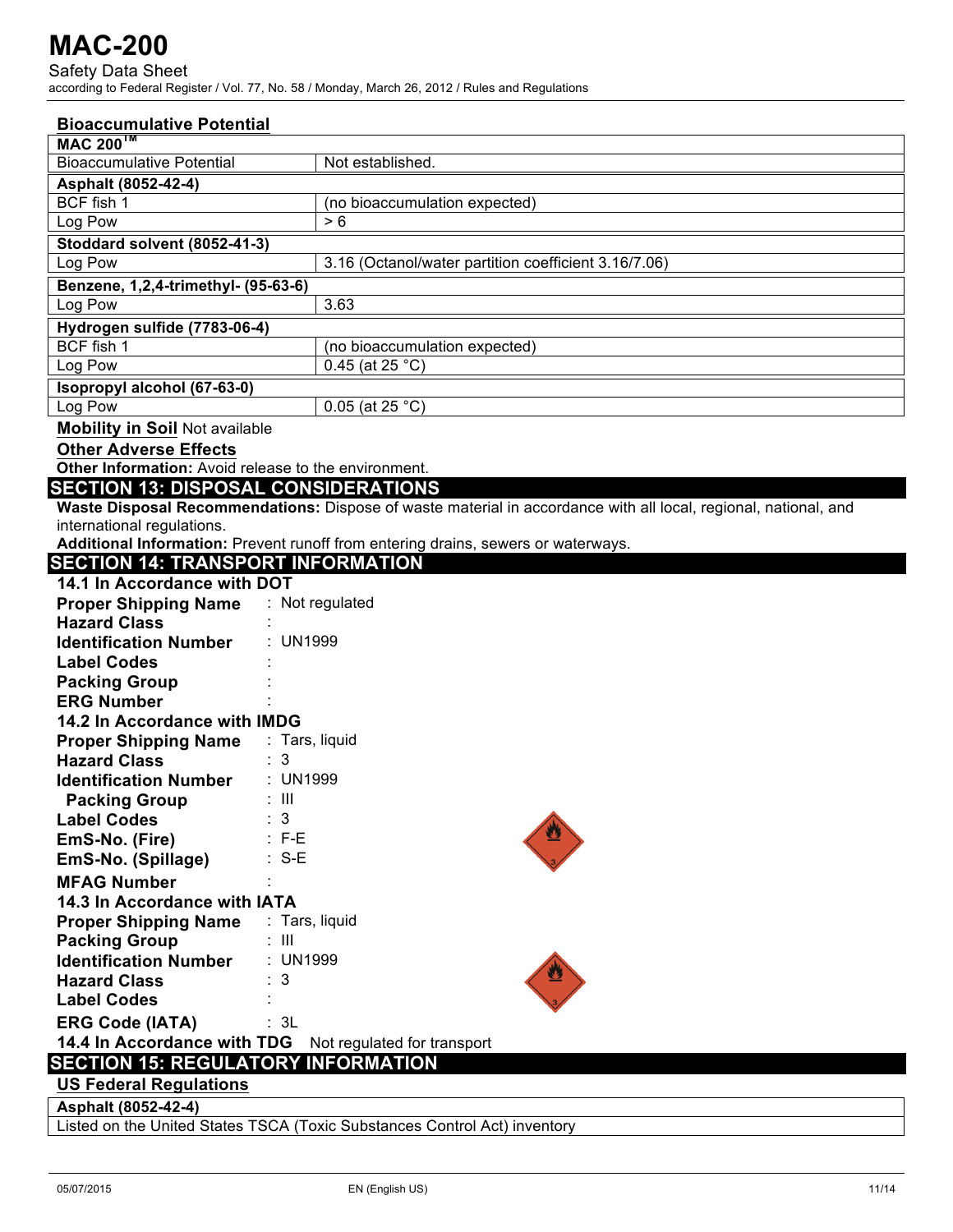### Bioaccumulative Potential

| MAC 200™ | |
|---|---|
| Bioaccumulative Potential | Not established. |
| **Asphalt (8052-42-4)** | |
| BCF fish 1 | (no bioaccumulation expected) |
| Log Pow | > 6 |
| **Stoddard solvent (8052-41-3)** | |
| Log Pow | 3.16 (Octanol/water partition coefficient 3.16/7.06) |
| **Benzene, 1,2,4-trimethyl- (95-63-6)** | |
| Log Pow | 3.63 |
| **Hydrogen sulfide (7783-06-4)** | |
| BCF fish 1 | (no bioaccumulation expected) |
| Log Pow | 0.45 (at 25 °C) |
| **Isopropyl alcohol (67-63-0)** | |
| Log Pow | 0.05 (at 25 °C) |

**Mobility in Soil** Not available

**Other Adverse Effects**

**Other Information:** Avoid release to the environment.

## SECTION 13: DISPOSAL CONSIDERATIONS

**Waste Disposal Recommendations:** Dispose of waste material in accordance with all local, regional, national, and international regulations.

**Additional Information:** Prevent runoff from entering drains, sewers or waterways.

## SECTION 14: TRANSPORT INFORMATION

**14.1 In Accordance with DOT**

**Proper Shipping Name** : Not regulated
**Hazard Class** :
**Identification Number** : UN1999
**Label Codes** :
**Packing Group** :
**ERG Number** :

**14.2 In Accordance with IMDG**

**Proper Shipping Name** : Tars, liquid
**Hazard Class** : 3
**Identification Number** : UN1999
**Packing Group** : III
**Label Codes** : 3
**EmS-No. (Fire)** : F-E
**EmS-No. (Spillage)** : S-E
**MFAG Number** :

**14.3 In Accordance with IATA**

**Proper Shipping Name** : Tars, liquid
**Packing Group** : III
**Identification Number** : UN1999
**Hazard Class** : 3
**Label Codes** :
**ERG Code (IATA)** : 3L

**14.4 In Accordance with TDG** Not regulated for transport

## SECTION 15: REGULATORY INFORMATION

**US Federal Regulations**

| Asphalt (8052-42-4) |
|---|
| Listed on the United States TSCA (Toxic Substances Control Act) inventory |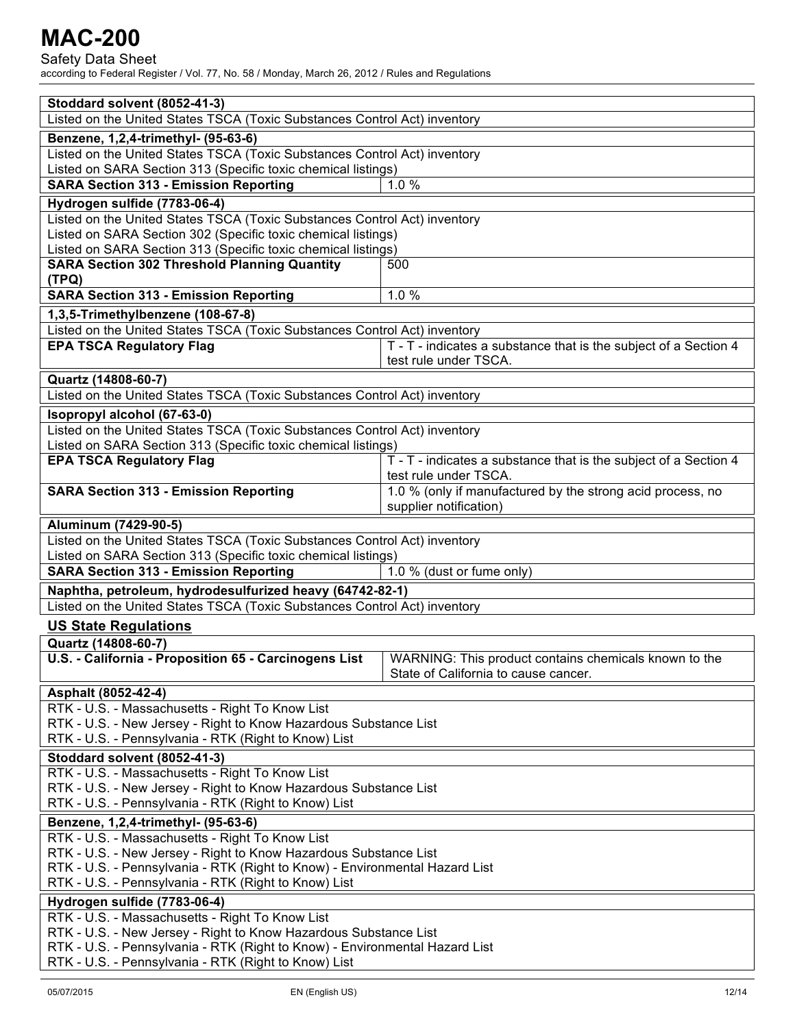| Stoddard solvent (8052-41-3) | |
|---|---|
| Listed on the United States TSCA (Toxic Substances Control Act) inventory | |

| Benzene, 1,2,4-trimethyl- (95-63-6) | |
|---|---|
| Listed on the United States TSCA (Toxic Substances Control Act) inventory<br>Listed on SARA Section 313 (Specific toxic chemical listings) | |
| **SARA Section 313 - Emission Reporting** | 1.0 % |

| Hydrogen sulfide (7783-06-4) | |
|---|---|
| Listed on the United States TSCA (Toxic Substances Control Act) inventory<br>Listed on SARA Section 302 (Specific toxic chemical listings)<br>Listed on SARA Section 313 (Specific toxic chemical listings) | |
| **SARA Section 302 Threshold Planning Quantity (TPQ)** | 500 |
| **SARA Section 313 - Emission Reporting** | 1.0 % |

| 1,3,5-Trimethylbenzene (108-67-8) | |
|---|---|
| Listed on the United States TSCA (Toxic Substances Control Act) inventory | |
| **EPA TSCA Regulatory Flag** | T - T - indicates a substance that is the subject of a Section 4 test rule under TSCA. |

| Quartz (14808-60-7) | |
|---|---|
| Listed on the United States TSCA (Toxic Substances Control Act) inventory | |

| Isopropyl alcohol (67-63-0) | |
|---|---|
| Listed on the United States TSCA (Toxic Substances Control Act) inventory<br>Listed on SARA Section 313 (Specific toxic chemical listings) | |
| **EPA TSCA Regulatory Flag** | T - T - indicates a substance that is the subject of a Section 4 test rule under TSCA. |
| **SARA Section 313 - Emission Reporting** | 1.0 % (only if manufactured by the strong acid process, no supplier notification) |

| Aluminum (7429-90-5) | |
|---|---|
| Listed on the United States TSCA (Toxic Substances Control Act) inventory<br>Listed on SARA Section 313 (Specific toxic chemical listings) | |
| **SARA Section 313 - Emission Reporting** | 1.0 % (dust or fume only) |

| Naphtha, petroleum, hydrodesulfurized heavy (64742-82-1) |
|---|
| Listed on the United States TSCA (Toxic Substances Control Act) inventory |

## US State Regulations

| Quartz (14808-60-7) | |
|---|---|
| **U.S. - California - Proposition 65 - Carcinogens List** | WARNING: This product contains chemicals known to the State of California to cause cancer. |

| Asphalt (8052-42-4) |
|---|
| RTK - U.S. - Massachusetts - Right To Know List<br>RTK - U.S. - New Jersey - Right to Know Hazardous Substance List<br>RTK - U.S. - Pennsylvania - RTK (Right to Know) List |

| Stoddard solvent (8052-41-3) |
|---|
| RTK - U.S. - Massachusetts - Right To Know List<br>RTK - U.S. - New Jersey - Right to Know Hazardous Substance List<br>RTK - U.S. - Pennsylvania - RTK (Right to Know) List |

| Benzene, 1,2,4-trimethyl- (95-63-6) |
|---|
| RTK - U.S. - Massachusetts - Right To Know List<br>RTK - U.S. - New Jersey - Right to Know Hazardous Substance List<br>RTK - U.S. - Pennsylvania - RTK (Right to Know) - Environmental Hazard List<br>RTK - U.S. - Pennsylvania - RTK (Right to Know) List |

| Hydrogen sulfide (7783-06-4) |
|---|
| RTK - U.S. - Massachusetts - Right To Know List<br>RTK - U.S. - New Jersey - Right to Know Hazardous Substance List<br>RTK - U.S. - Pennsylvania - RTK (Right to Know) - Environmental Hazard List<br>RTK - U.S. - Pennsylvania - RTK (Right to Know) List |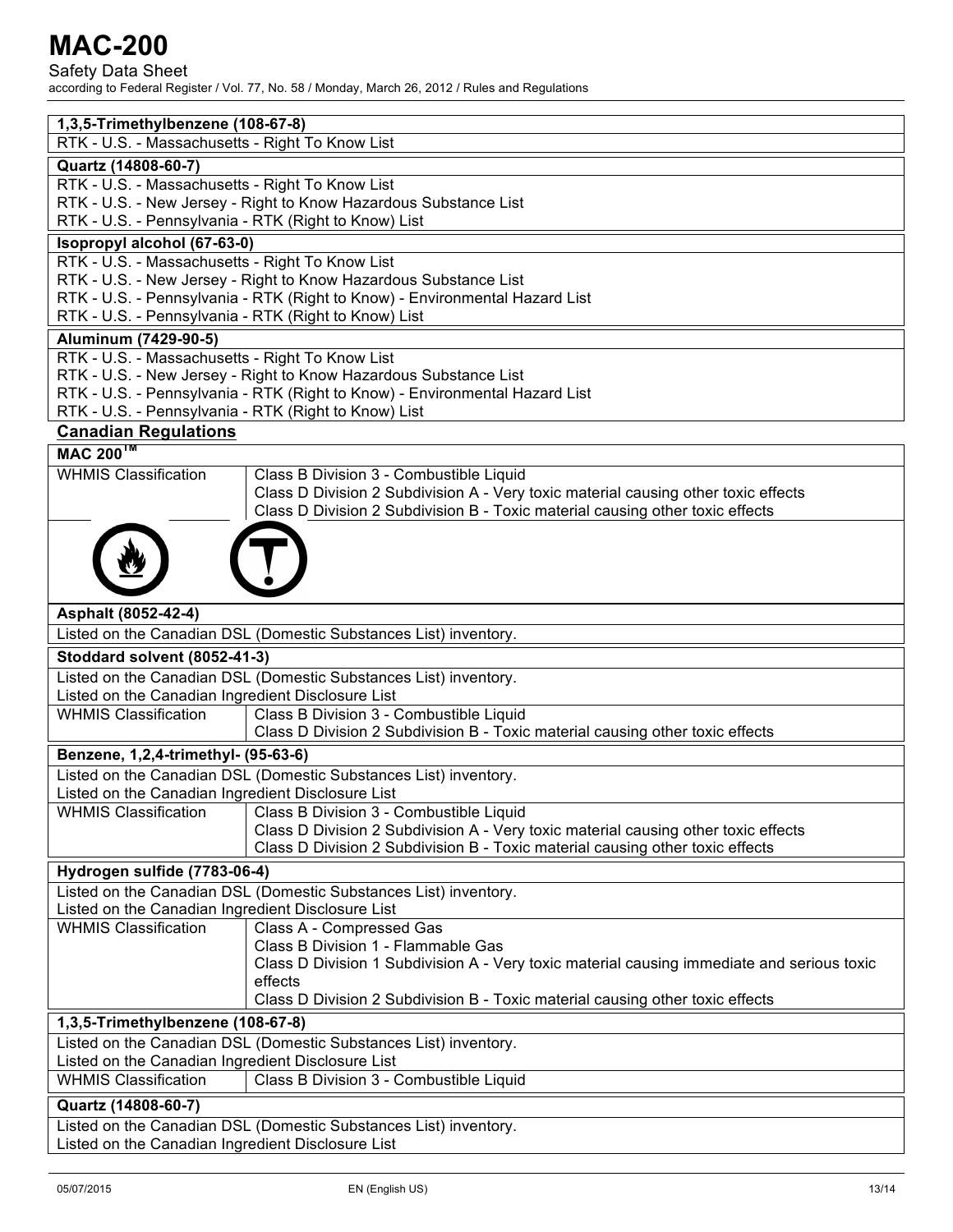| 1,3,5-Trimethylbenzene (108-67-8) |
|---|
| RTK - U.S. - Massachusetts - Right To Know List |

| Quartz (14808-60-7) |
|---|
| RTK - U.S. - Massachusetts - Right To Know List |
| RTK - U.S. - New Jersey - Right to Know Hazardous Substance List |
| RTK - U.S. - Pennsylvania - RTK (Right to Know) List |

| Isopropyl alcohol (67-63-0) |
|---|
| RTK - U.S. - Massachusetts - Right To Know List |
| RTK - U.S. - New Jersey - Right to Know Hazardous Substance List |
| RTK - U.S. - Pennsylvania - RTK (Right to Know) - Environmental Hazard List |
| RTK - U.S. - Pennsylvania - RTK (Right to Know) List |

| Aluminum (7429-90-5) |
|---|
| RTK - U.S. - Massachusetts - Right To Know List |
| RTK - U.S. - New Jersey - Right to Know Hazardous Substance List |
| RTK - U.S. - Pennsylvania - RTK (Right to Know) - Environmental Hazard List |
| RTK - U.S. - Pennsylvania - RTK (Right to Know) List |

## Canadian Regulations

| MAC 200™ | |
|---|---|
| WHMIS Classification | Class B Division 3 - Combustible Liquid<br>Class D Division 2 Subdivision A - Very toxic material causing other toxic effects<br>Class D Division 2 Subdivision B - Toxic material causing other toxic effects |

| Asphalt (8052-42-4) |
|---|
| Listed on the Canadian DSL (Domestic Substances List) inventory. |

| Stoddard solvent (8052-41-3) | |
|---|---|
| Listed on the Canadian DSL (Domestic Substances List) inventory.<br>Listed on the Canadian Ingredient Disclosure List | |
| WHMIS Classification | Class B Division 3 - Combustible Liquid<br>Class D Division 2 Subdivision B - Toxic material causing other toxic effects |

| Benzene, 1,2,4-trimethyl- (95-63-6) | |
|---|---|
| Listed on the Canadian DSL (Domestic Substances List) inventory.<br>Listed on the Canadian Ingredient Disclosure List | |
| WHMIS Classification | Class B Division 3 - Combustible Liquid<br>Class D Division 2 Subdivision A - Very toxic material causing other toxic effects<br>Class D Division 2 Subdivision B - Toxic material causing other toxic effects |

| Hydrogen sulfide (7783-06-4) | |
|---|---|
| Listed on the Canadian DSL (Domestic Substances List) inventory.<br>Listed on the Canadian Ingredient Disclosure List | |
| WHMIS Classification | Class A - Compressed Gas<br>Class B Division 1 - Flammable Gas<br>Class D Division 1 Subdivision A - Very toxic material causing immediate and serious toxic effects<br>Class D Division 2 Subdivision B - Toxic material causing other toxic effects |

| 1,3,5-Trimethylbenzene (108-67-8) | |
|---|---|
| Listed on the Canadian DSL (Domestic Substances List) inventory.<br>Listed on the Canadian Ingredient Disclosure List | |
| WHMIS Classification | Class B Division 3 - Combustible Liquid |

| Quartz (14808-60-7) |
|---|
| Listed on the Canadian DSL (Domestic Substances List) inventory. |
| Listed on the Canadian Ingredient Disclosure List |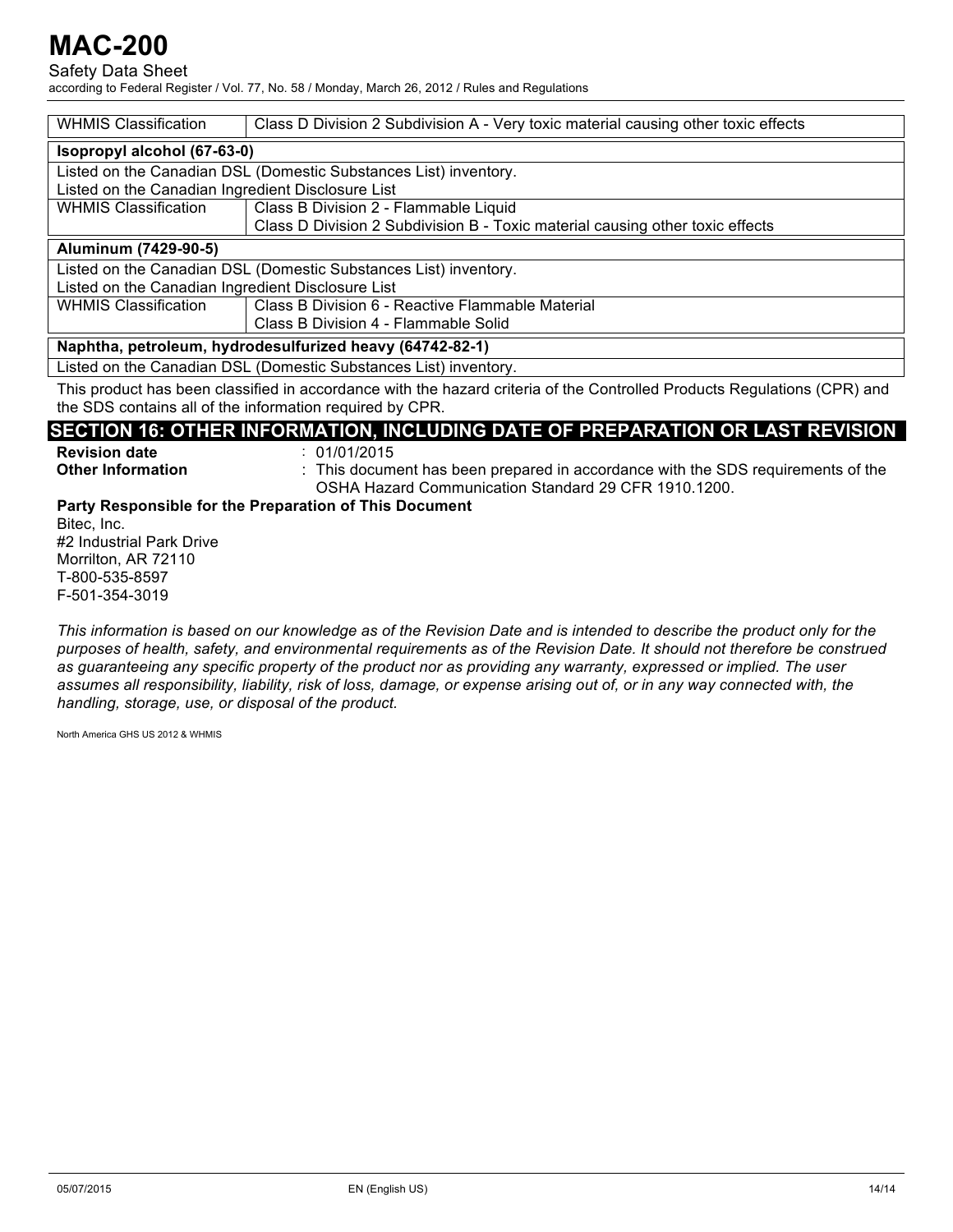| | |
|---|---|
| WHMIS Classification | Class D Division 2 Subdivision A - Very toxic material causing other toxic effects |

| **Isopropyl alcohol (67-63-0)** | |
|---|---|
| Listed on the Canadian DSL (Domestic Substances List) inventory.<br>Listed on the Canadian Ingredient Disclosure List | |
| WHMIS Classification | Class B Division 2 - Flammable Liquid<br>Class D Division 2 Subdivision B - Toxic material causing other toxic effects |

| **Aluminum (7429-90-5)** | |
|---|---|
| Listed on the Canadian DSL (Domestic Substances List) inventory.<br>Listed on the Canadian Ingredient Disclosure List | |
| WHMIS Classification | Class B Division 6 - Reactive Flammable Material<br>Class B Division 4 - Flammable Solid |

| **Naphtha, petroleum, hydrodesulfurized heavy (64742-82-1)** |
|---|
| Listed on the Canadian DSL (Domestic Substances List) inventory. |

This product has been classified in accordance with the hazard criteria of the Controlled Products Regulations (CPR) and the SDS contains all of the information required by CPR.

## SECTION 16: OTHER INFORMATION, INCLUDING DATE OF PREPARATION OR LAST REVISION

**Revision date** : 01/01/2015

**Other Information** : This document has been prepared in accordance with the SDS requirements of the OSHA Hazard Communication Standard 29 CFR 1910.1200.

**Party Responsible for the Preparation of This Document**

Bitec, Inc.
#2 Industrial Park Drive
Morrilton, AR 72110
T-800-535-8597
F-501-354-3019

*This information is based on our knowledge as of the Revision Date and is intended to describe the product only for the purposes of health, safety, and environmental requirements as of the Revision Date. It should not therefore be construed as guaranteeing any specific property of the product nor as providing any warranty, expressed or implied. The user assumes all responsibility, liability, risk of loss, damage, or expense arising out of, or in any way connected with, the handling, storage, use, or disposal of the product.*

North America GHS US 2012 & WHMIS